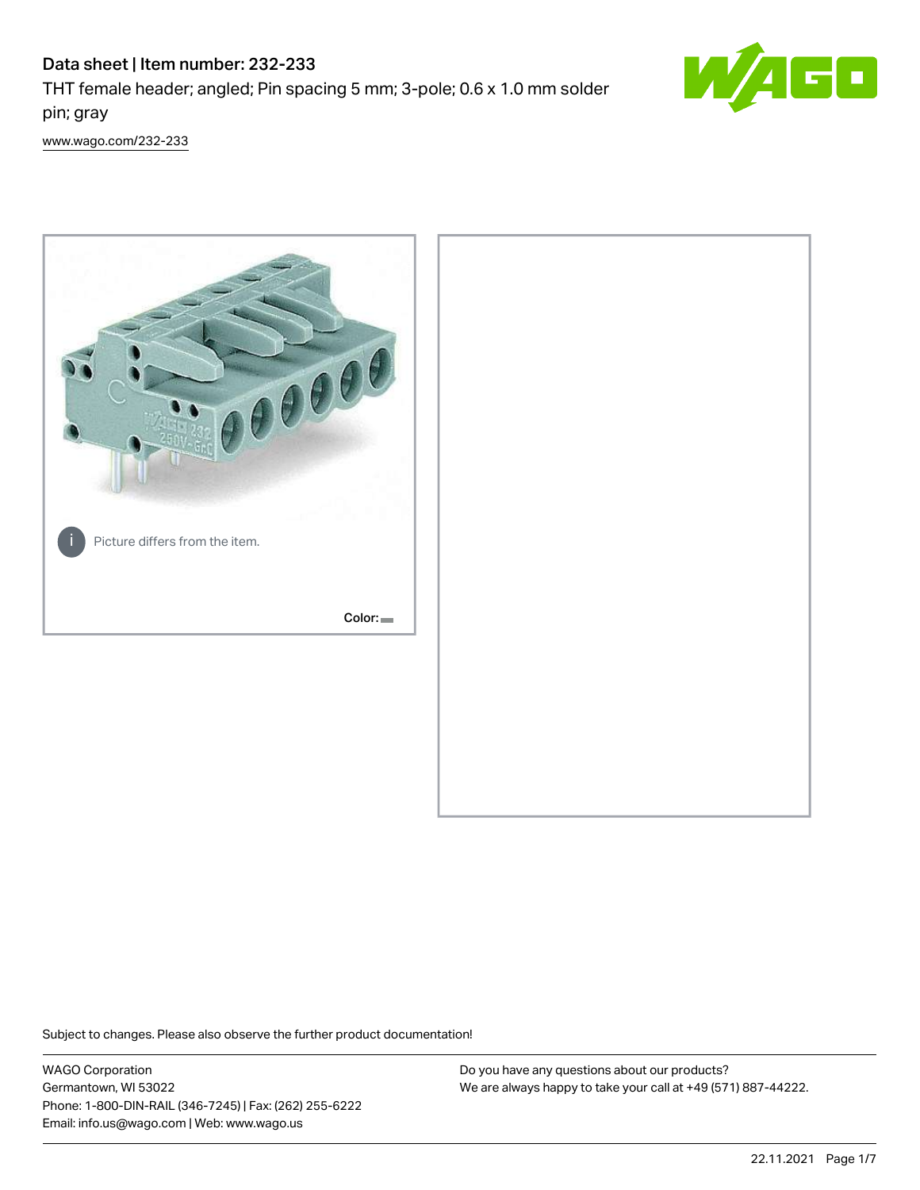# Data sheet | Item number: 232-233

THT female header; angled; Pin spacing 5 mm; 3-pole; 0.6 x 1.0 mm solder pin; gray

www.wago.com/232-233

Picture differs from the item.

Color:

Subject to changes. Please also observe the further product documentation!

WAGO Corporation
Germantown, WI 53022
Phone: 1-800-DIN-RAIL (346-7245) | Fax: (262) 255-6222
Email: info.us@wago.com | Web: www.wago.us

Do you have any questions about our products?
We are always happy to take your call at +49 (571) 887-44222.

22.11.2021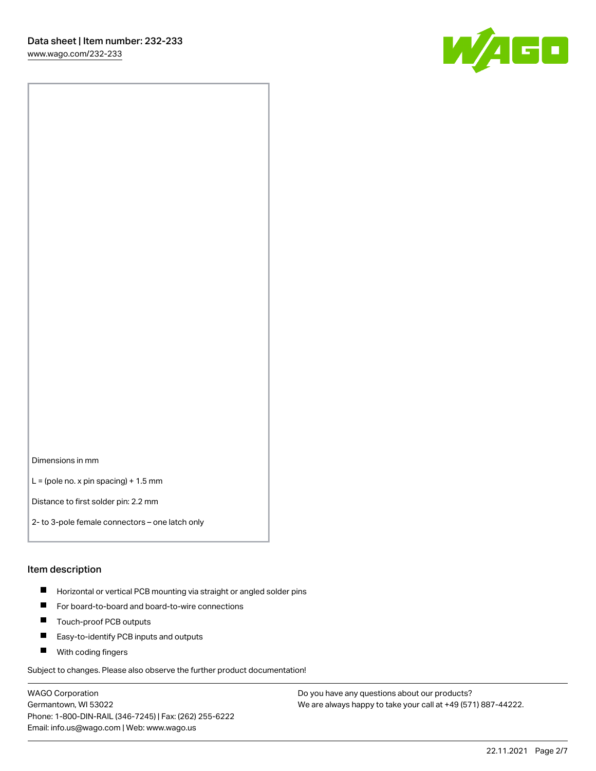Dimensions in mm

L = (pole no. x pin spacing) + 1.5 mm

Distance to first solder pin: 2.2 mm

2- to 3-pole female connectors – one latch only

## Item description

- Horizontal or vertical PCB mounting via straight or angled solder pins
- For board-to-board and board-to-wire connections
- Touch-proof PCB outputs
- Easy-to-identify PCB inputs and outputs
- With coding fingers

Subject to changes. Please also observe the further product documentation!

WAGO Corporation
Germantown, WI 53022
Phone: 1-800-DIN-RAIL (346-7245) | Fax: (262) 255-6222
Email: info.us@wago.com | Web: www.wago.us

Do you have any questions about our products?
We are always happy to take your call at +49 (571) 887-44222.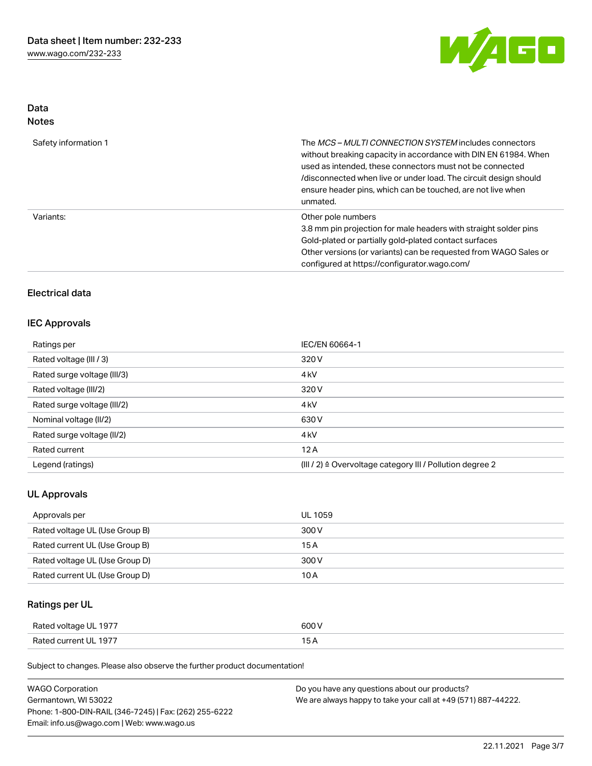## Data
## Notes

| | |
|---|---|
| Safety information 1 | The *MCS – MULTI CONNECTION SYSTEM* includes connectors without breaking capacity in accordance with DIN EN 61984. When used as intended, these connectors must not be connected /disconnected when live or under load. The circuit design should ensure header pins, which can be touched, are not live when unmated. |
| Variants: | Other pole numbers<br>3.8 mm pin projection for male headers with straight solder pins<br>Gold-plated or partially gold-plated contact surfaces<br>Other versions (or variants) can be requested from WAGO Sales or configured at https://configurator.wago.com/ |

### Electrical data

### IEC Approvals

| | |
|---|---|
| Ratings per | IEC/EN 60664-1 |
| Rated voltage (III / 3) | 320 V |
| Rated surge voltage (III/3) | 4 kV |
| Rated voltage (III/2) | 320 V |
| Rated surge voltage (III/2) | 4 kV |
| Nominal voltage (II/2) | 630 V |
| Rated surge voltage (II/2) | 4 kV |
| Rated current | 12 A |
| Legend (ratings) | (III / 2) ≙ Overvoltage category III / Pollution degree 2 |

### UL Approvals

| | |
|---|---|
| Approvals per | UL 1059 |
| Rated voltage UL (Use Group B) | 300 V |
| Rated current UL (Use Group B) | 15 A |
| Rated voltage UL (Use Group D) | 300 V |
| Rated current UL (Use Group D) | 10 A |

### Ratings per UL

| | |
|---|---|
| Rated voltage UL 1977 | 600 V |
| Rated current UL 1977 | 15 A |

Subject to changes. Please also observe the further product documentation!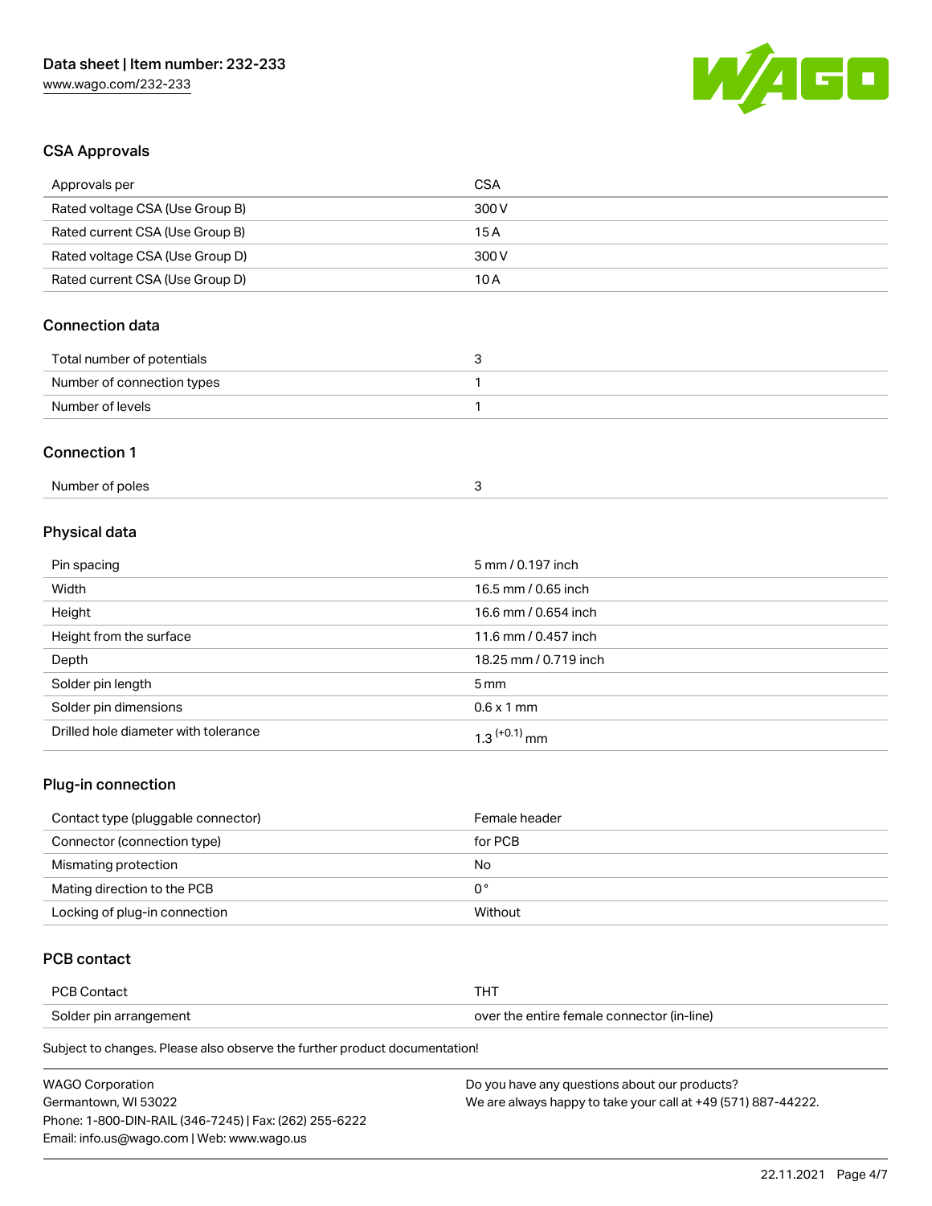## CSA Approvals

| Approvals per | CSA |
| --- | --- |
| Rated voltage CSA (Use Group B) | 300 V |
| Rated current CSA (Use Group B) | 15 A |
| Rated voltage CSA (Use Group D) | 300 V |
| Rated current CSA (Use Group D) | 10 A |

## Connection data

| Total number of potentials | 3 |
| --- | --- |
| Number of connection types | 1 |
| Number of levels | 1 |

## Connection 1

| Number of poles | 3 |
| --- | --- |

## Physical data

| Pin spacing | 5 mm / 0.197 inch |
| --- | --- |
| Width | 16.5 mm / 0.65 inch |
| Height | 16.6 mm / 0.654 inch |
| Height from the surface | 11.6 mm / 0.457 inch |
| Depth | 18.25 mm / 0.719 inch |
| Solder pin length | 5 mm |
| Solder pin dimensions | 0.6 x 1 mm |
| Drilled hole diameter with tolerance | $1.3^{(+0.1)}$ mm |

## Plug-in connection

| Contact type (pluggable connector) | Female header |
| --- | --- |
| Connector (connection type) | for PCB |
| Mismatching protection | No |
| Mating direction to the PCB | 0° |
| Locking of plug-in connection | Without |

## PCB contact

| PCB Contact | THT |
| --- | --- |
| Solder pin arrangement | over the entire female connector (in-line) |

Subject to changes. Please also observe the further product documentation!

WAGO Corporation
Germantown, WI 53022
Phone: 1-800-DIN-RAIL (346-7245) | Fax: (262) 255-6222
Email: info.us@wago.com | Web: www.wago.us

Do you have any questions about our products?
We are always happy to take your call at +49 (571) 887-44222.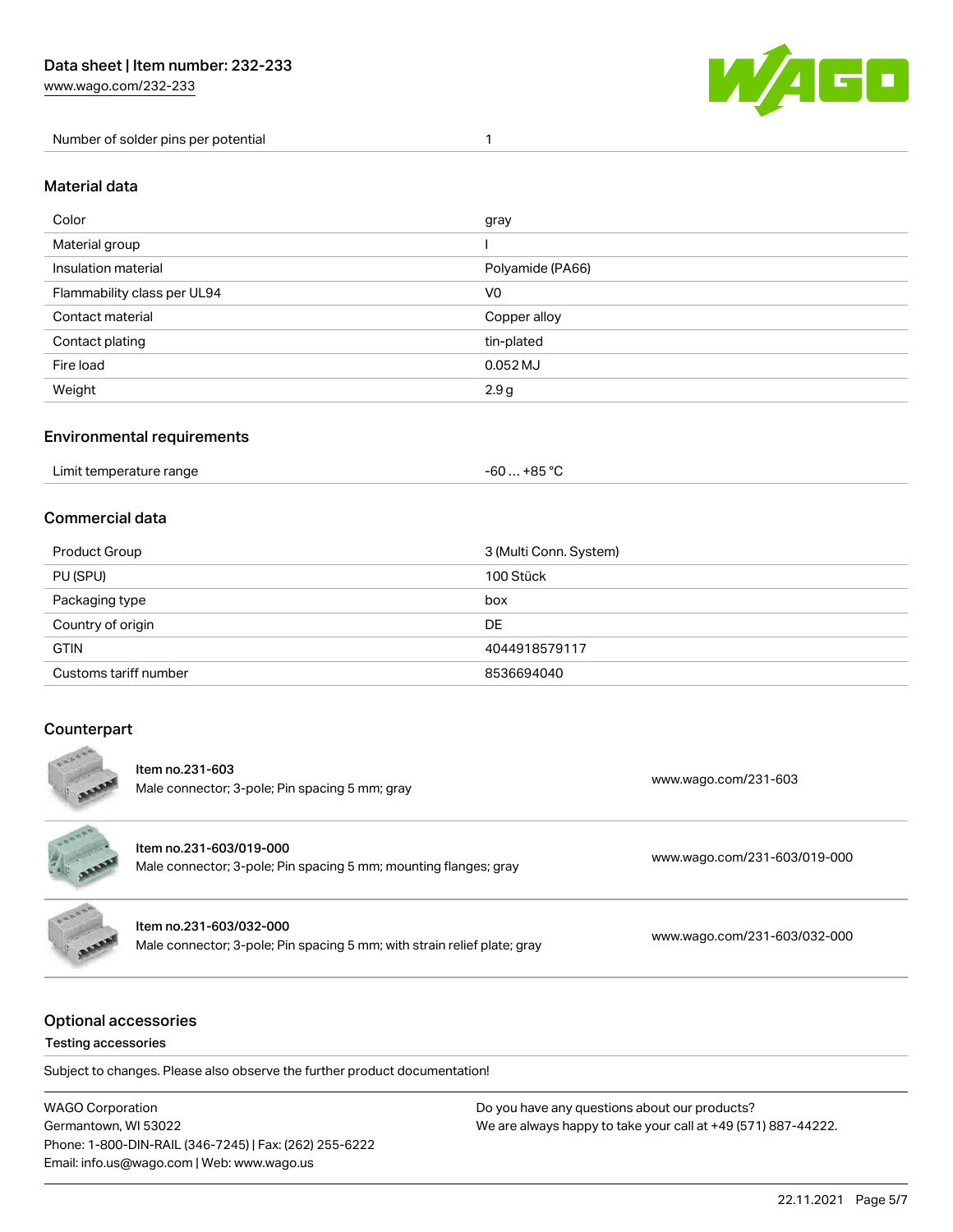| Number of solder pins per potential | 1 |
| --- | --- |

## Material data

| Color | gray |
| --- | --- |
| Material group | I |
| Insulation material | Polyamide (PA66) |
| Flammability class per UL94 | V0 |
| Contact material | Copper alloy |
| Contact plating | tin-plated |
| Fire load | 0.052 MJ |
| Weight | 2.9 g |

## Environmental requirements

| Limit temperature range | -60 … +85 °C |
| --- | --- |

## Commercial data

| Product Group | 3 (Multi Conn. System) |
| --- | --- |
| PU (SPU) | 100 Stück |
| Packaging type | box |
| Country of origin | DE |
| GTIN | 4044918579117 |
| Customs tariff number | 8536694040 |

## Counterpart

| Item | Link |
| --- | --- |
| Item no.231-603<br>Male connector; 3-pole; Pin spacing 5 mm; gray | www.wago.com/231-603 |
| Item no.231-603/019-000<br>Male connector; 3-pole; Pin spacing 5 mm; mounting flanges; gray | www.wago.com/231-603/019-000 |
| Item no.231-603/032-000<br>Male connector; 3-pole; Pin spacing 5 mm; with strain relief plate; gray | www.wago.com/231-603/032-000 |

## Optional accessories

### Testing accessories

Subject to changes. Please also observe the further product documentation!

WAGO Corporation
Germantown, WI 53022
Phone: 1-800-DIN-RAIL (346-7245) | Fax: (262) 255-6222
Email: info.us@wago.com | Web: www.wago.us

Do you have any questions about our products?
We are always happy to take your call at +49 (571) 887-44222.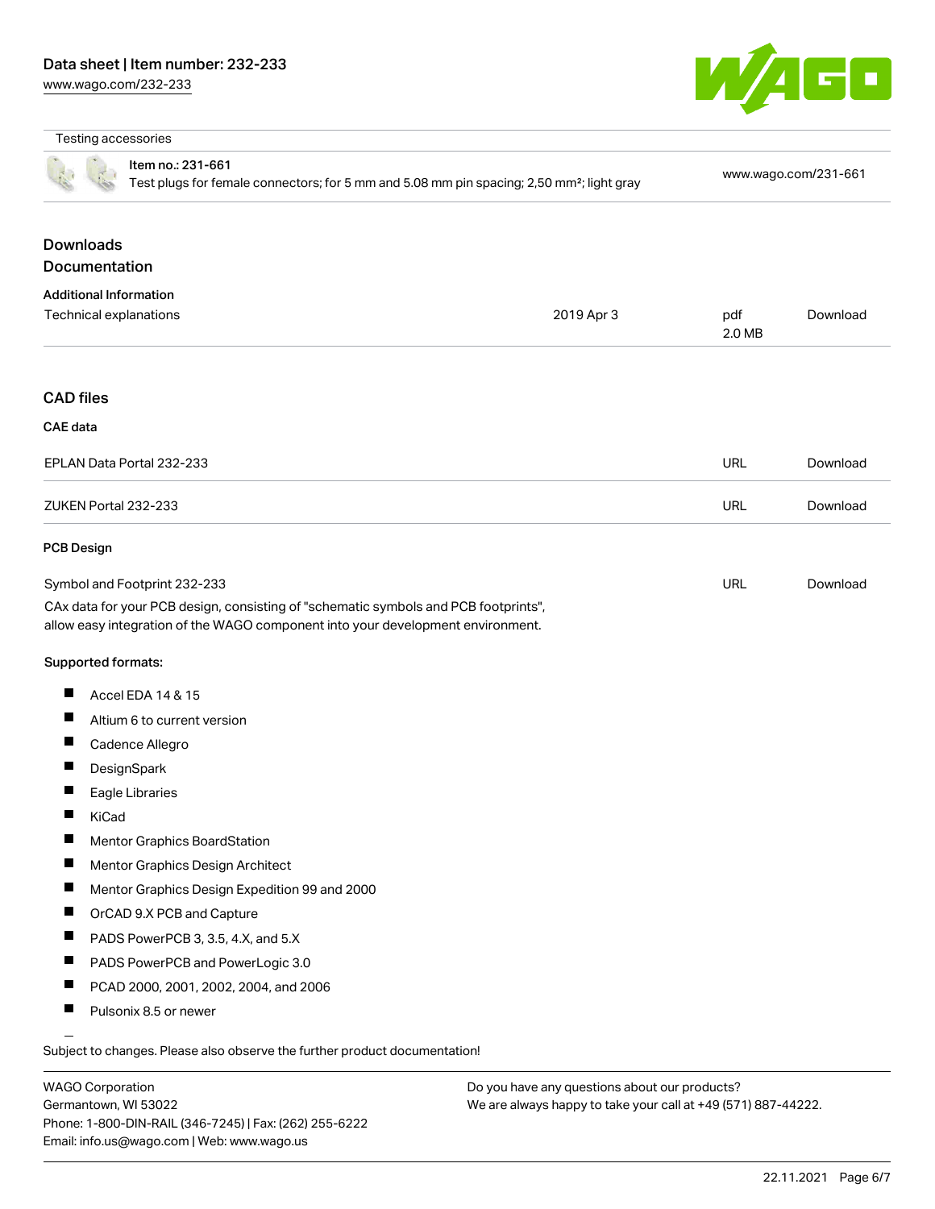Testing accessories

| Item no.: 231-661 Test plugs for female connectors; for 5 mm and 5.08 mm pin spacing; 2,50 mm²; light gray | www.wago.com/231-661 |
| --- | --- |

## Downloads

## Documentation

### Additional Information

| Technical explanations | 2019 Apr 3 | pdf 2.0 MB | Download |
| --- | --- | --- | --- |

## CAD files

### CAE data

| EPLAN Data Portal 232-233 | URL | Download |
| --- | --- | --- |
| ZUKEN Portal 232-233 | URL | Download |

### PCB Design

| Symbol and Footprint 232-233 | URL | Download |
| --- | --- | --- |

CAx data for your PCB design, consisting of "schematic symbols and PCB footprints", allow easy integration of the WAGO component into your development environment.

Supported formats:

- Accel EDA 14 & 15
- Altium 6 to current version
- Cadence Allegro
- DesignSpark
- Eagle Libraries
- KiCad
- Mentor Graphics BoardStation
- Mentor Graphics Design Architect
- Mentor Graphics Design Expedition 99 and 2000
- OrCAD 9.X PCB and Capture
- PADS PowerPCB 3, 3.5, 4.X, and 5.X
- PADS PowerPCB and PowerLogic 3.0
- PCAD 2000, 2001, 2002, 2004, and 2006
- Pulsonix 8.5 or newer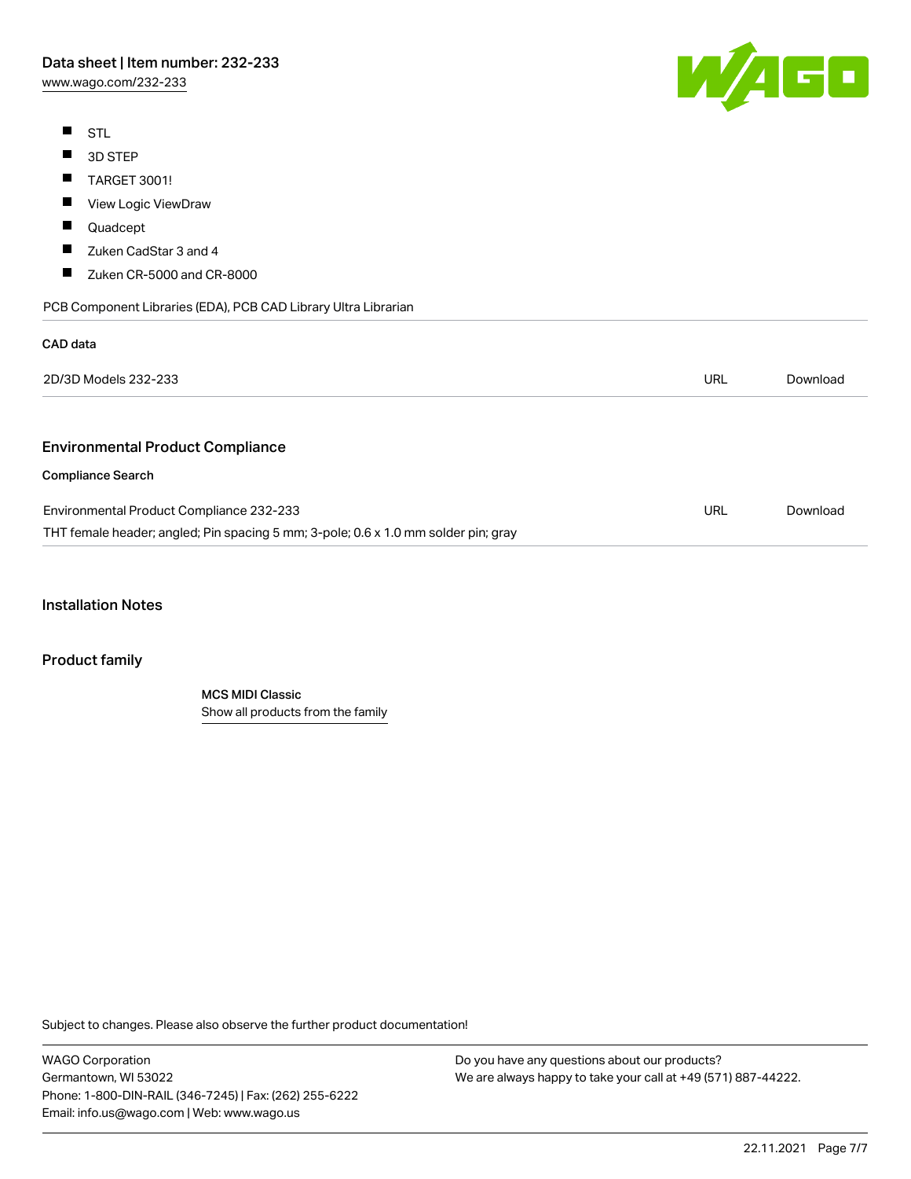- STL
- 3D STEP
- TARGET 3001!
- View Logic ViewDraw
- Quadcept
- Zuken CadStar 3 and 4
- Zuken CR-5000 and CR-8000

PCB Component Libraries (EDA), PCB CAD Library Ultra Librarian

**CAD data**

| | | |
|---|---|---|
| 2D/3D Models 232-233 | URL | Download |

## Environmental Product Compliance

**Compliance Search**

| | | |
|---|---|---|
| Environmental Product Compliance 232-233<br>THT female header; angled; Pin spacing 5 mm; 3-pole; 0.6 x 1.0 mm solder pin; gray | URL | Download |

## Installation Notes

## Product family

**MCS MIDI Classic**
Show all products from the family

Subject to changes. Please also observe the further product documentation!

WAGO Corporation
Germantown, WI 53022
Phone: 1-800-DIN-RAIL (346-7245) | Fax: (262) 255-6222
Email: info.us@wago.com | Web: www.wago.us

Do you have any questions about our products?
We are always happy to take your call at +49 (571) 887-44222.